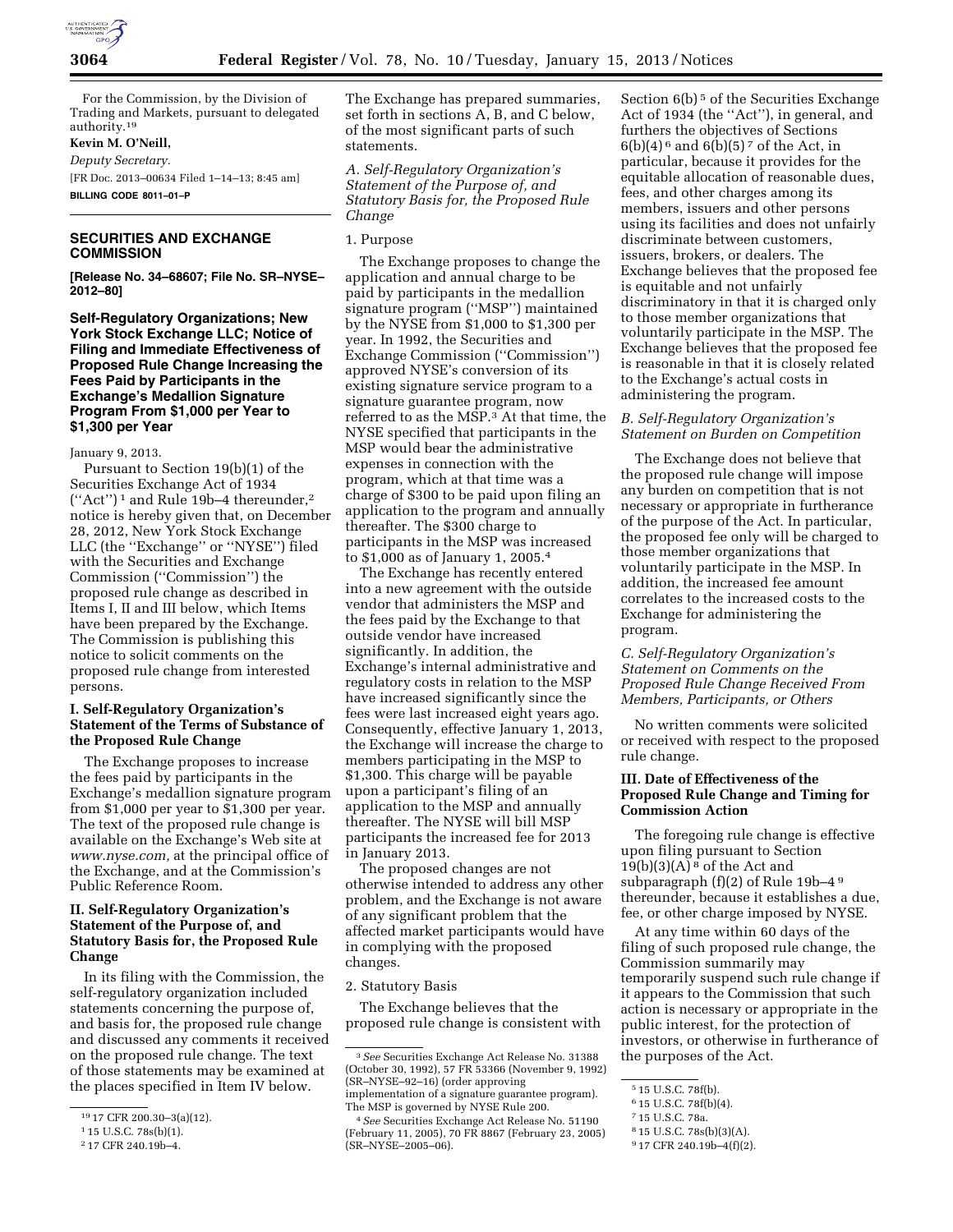For the Commission, by the Division of Trading and Markets, pursuant to delegated authority.[19]

**Kevin M. O'Neill,**

*Deputy Secretary.*

[FR Doc. 2013–00634 Filed 1–14–13; 8:45 am]

**BILLING CODE 8011–01–P**

## SECURITIES AND EXCHANGE COMMISSION

**[Release No. 34–68607; File No. SR–NYSE–2012–80]**

## Self-Regulatory Organizations; New York Stock Exchange LLC; Notice of Filing and Immediate Effectiveness of Proposed Rule Change Increasing the Fees Paid by Participants in the Exchange's Medallion Signature Program From $1,000 per Year to $1,300 per Year

January 9, 2013.

Pursuant to Section 19(b)(1) of the Securities Exchange Act of 1934 (''Act'')[1] and Rule 19b–4 thereunder,[2] notice is hereby given that, on December 28, 2012, New York Stock Exchange LLC (the ''Exchange'' or ''NYSE'') filed with the Securities and Exchange Commission (''Commission'') the proposed rule change as described in Items I, II and III below, which Items have been prepared by the Exchange. The Commission is publishing this notice to solicit comments on the proposed rule change from interested persons.

### I. Self-Regulatory Organization's Statement of the Terms of Substance of the Proposed Rule Change

The Exchange proposes to increase the fees paid by participants in the Exchange's medallion signature program from $1,000 per year to $1,300 per year. The text of the proposed rule change is available on the Exchange's Web site at *www.nyse.com,* at the principal office of the Exchange, and at the Commission's Public Reference Room.

### II. Self-Regulatory Organization's Statement of the Purpose of, and Statutory Basis for, the Proposed Rule Change

In its filing with the Commission, the self-regulatory organization included statements concerning the purpose of, and basis for, the proposed rule change and discussed any comments it received on the proposed rule change. The text of those statements may be examined at the places specified in Item IV below. The Exchange has prepared summaries, set forth in sections A, B, and C below, of the most significant parts of such statements.

*A. Self-Regulatory Organization's Statement of the Purpose of, and Statutory Basis for, the Proposed Rule Change*

1. Purpose

The Exchange proposes to change the application and annual charge to be paid by participants in the medallion signature program (''MSP'') maintained by the NYSE from $1,000 to $1,300 per year. In 1992, the Securities and Exchange Commission (''Commission'') approved NYSE's conversion of its existing signature service program to a signature guarantee program, now referred to as the MSP.[3] At that time, the NYSE specified that participants in the MSP would bear the administrative expenses in connection with the program, which at that time was a charge of $300 to be paid upon filing an application to the program and annually thereafter. The $300 charge to participants in the MSP was increased to $1,000 as of January 1, 2005.[4]

The Exchange has recently entered into a new agreement with the outside vendor that administers the MSP and the fees paid by the Exchange to that outside vendor have increased significantly. In addition, the Exchange's internal administrative and regulatory costs in relation to the MSP have increased significantly since the fees were last increased eight years ago. Consequently, effective January 1, 2013, the Exchange will increase the charge to members participating in the MSP to $1,300. This charge will be payable upon a participant's filing of an application to the MSP and annually thereafter. The NYSE will bill MSP participants the increased fee for 2013 in January 2013.

The proposed changes are not otherwise intended to address any other problem, and the Exchange is not aware of any significant problem that the affected market participants would have in complying with the proposed changes.

2. Statutory Basis

The Exchange believes that the proposed rule change is consistent with Section 6(b)[5] of the Securities Exchange Act of 1934 (the ''Act''), in general, and furthers the objectives of Sections 6(b)(4)[6] and 6(b)(5)[7] of the Act, in particular, because it provides for the equitable allocation of reasonable dues, fees, and other charges among its members, issuers and other persons using its facilities and does not unfairly discriminate between customers, issuers, brokers, or dealers. The Exchange believes that the proposed fee is equitable and not unfairly discriminatory in that it is charged only to those member organizations that voluntarily participate in the MSP. The Exchange believes that the proposed fee is reasonable in that it is closely related to the Exchange's actual costs in administering the program.

*B. Self-Regulatory Organization's Statement on Burden on Competition*

The Exchange does not believe that the proposed rule change will impose any burden on competition that is not necessary or appropriate in furtherance of the purpose of the Act. In particular, the proposed fee only will be charged to those member organizations that voluntarily participate in the MSP. In addition, the increased fee amount correlates to the increased costs to the Exchange for administering the program.

*C. Self-Regulatory Organization's Statement on Comments on the Proposed Rule Change Received From Members, Participants, or Others*

No written comments were solicited or received with respect to the proposed rule change.

### III. Date of Effectiveness of the Proposed Rule Change and Timing for Commission Action

The foregoing rule change is effective upon filing pursuant to Section 19(b)(3)(A)[8] of the Act and subparagraph (f)(2) of Rule 19b–4[9] thereunder, because it establishes a due, fee, or other charge imposed by NYSE.

At any time within 60 days of the filing of such proposed rule change, the Commission summarily may temporarily suspend such rule change if it appears to the Commission that such action is necessary or appropriate in the public interest, for the protection of investors, or otherwise in furtherance of the purposes of the Act.

---

[19] 17 CFR 200.30–3(a)(12).

[1] 15 U.S.C. 78s(b)(1).

[2] 17 CFR 240.19b–4.

[3] *See* Securities Exchange Act Release No. 31388 (October 30, 1992), 57 FR 53366 (November 9, 1992) (SR–NYSE–92–16) (order approving implementation of a signature guarantee program). The MSP is governed by NYSE Rule 200.

[4] *See* Securities Exchange Act Release No. 51190 (February 11, 2005), 70 FR 8867 (February 23, 2005) (SR–NYSE–2005–06).

[5] 15 U.S.C. 78f(b).

[6] 15 U.S.C. 78f(b)(4).

[7] 15 U.S.C. 78a.

[8] 15 U.S.C. 78s(b)(3)(A).

[9] 17 CFR 240.19b–4(f)(2).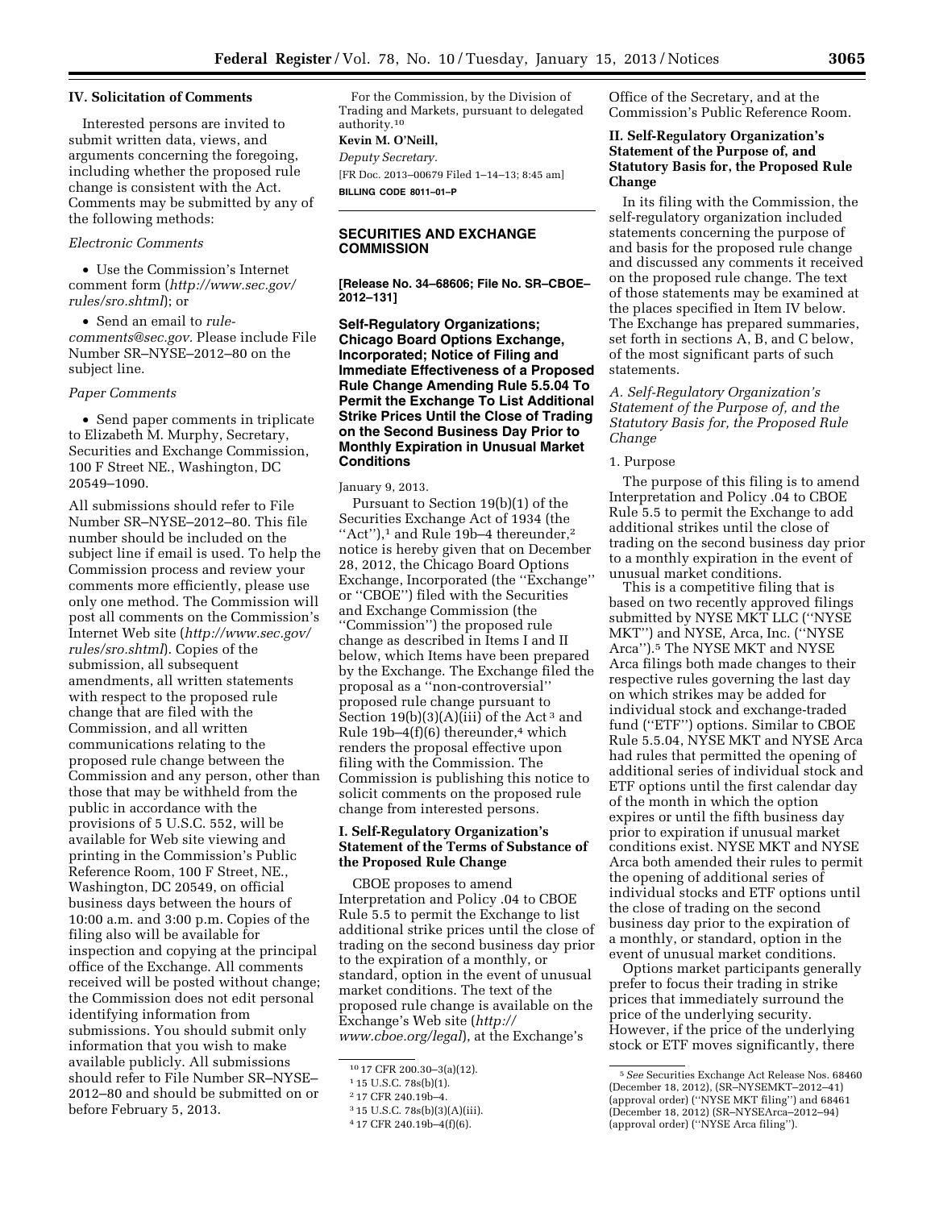## IV. Solicitation of Comments

Interested persons are invited to submit written data, views, and arguments concerning the foregoing, including whether the proposed rule change is consistent with the Act. Comments may be submitted by any of the following methods:

*Electronic Comments*

- Use the Commission's Internet comment form (*http://www.sec.gov/rules/sro.shtml*); or
- Send an email to *rule-comments@sec.gov.* Please include File Number SR–NYSE–2012–80 on the subject line.

*Paper Comments*

- Send paper comments in triplicate to Elizabeth M. Murphy, Secretary, Securities and Exchange Commission, 100 F Street NE., Washington, DC 20549–1090.

All submissions should refer to File Number SR–NYSE–2012–80. This file number should be included on the subject line if email is used. To help the Commission process and review your comments more efficiently, please use only one method. The Commission will post all comments on the Commission's Internet Web site (*http://www.sec.gov/rules/sro.shtml*). Copies of the submission, all subsequent amendments, all written statements with respect to the proposed rule change that are filed with the Commission, and all written communications relating to the proposed rule change between the Commission and any person, other than those that may be withheld from the public in accordance with the provisions of 5 U.S.C. 552, will be available for Web site viewing and printing in the Commission's Public Reference Room, 100 F Street, NE., Washington, DC 20549, on official business days between the hours of 10:00 a.m. and 3:00 p.m. Copies of the filing also will be available for inspection and copying at the principal office of the Exchange. All comments received will be posted without change; the Commission does not edit personal identifying information from submissions. You should submit only information that you wish to make available publicly. All submissions should refer to File Number SR–NYSE–2012–80 and should be submitted on or before February 5, 2013.

For the Commission, by the Division of Trading and Markets, pursuant to delegated authority.[10]

**Kevin M. O'Neill,**

*Deputy Secretary.*

[FR Doc. 2013–00679 Filed 1–14–13; 8:45 am]

**BILLING CODE 8011–01–P**

[10] 17 CFR 200.30–3(a)(12).

---

## SECURITIES AND EXCHANGE COMMISSION

**[Release No. 34–68606; File No. SR–CBOE–2012–131]**

**Self-Regulatory Organizations; Chicago Board Options Exchange, Incorporated; Notice of Filing and Immediate Effectiveness of a Proposed Rule Change Amending Rule 5.5.04 To Permit the Exchange To List Additional Strike Prices Until the Close of Trading on the Second Business Day Prior to Monthly Expiration in Unusual Market Conditions**

January 9, 2013.

Pursuant to Section 19(b)(1) of the Securities Exchange Act of 1934 (the "Act"),[1] and Rule 19b–4 thereunder,[2] notice is hereby given that on December 28, 2012, the Chicago Board Options Exchange, Incorporated (the "Exchange" or "CBOE") filed with the Securities and Exchange Commission (the "Commission") the proposed rule change as described in Items I and II below, which Items have been prepared by the Exchange. The Exchange filed the proposal as a "non-controversial" proposed rule change pursuant to Section 19(b)(3)(A)(iii) of the Act[3] and Rule 19b–4(f)(6) thereunder,[4] which renders the proposal effective upon filing with the Commission. The Commission is publishing this notice to solicit comments on the proposed rule change from interested persons.

### I. Self-Regulatory Organization's Statement of the Terms of Substance of the Proposed Rule Change

CBOE proposes to amend Interpretation and Policy .04 to CBOE Rule 5.5 to permit the Exchange to list additional strike prices until the close of trading on the second business day prior to the expiration of a monthly, or standard, option in the event of unusual market conditions. The text of the proposed rule change is available on the Exchange's Web site (*http://www.cboe.org/legal*), at the Exchange's Office of the Secretary, and at the Commission's Public Reference Room.

[1] 15 U.S.C. 78s(b)(1).

[2] 17 CFR 240.19b–4.

[3] 15 U.S.C. 78s(b)(3)(A)(iii).

[4] 17 CFR 240.19b–4(f)(6).

### II. Self-Regulatory Organization's Statement of the Purpose of, and Statutory Basis for, the Proposed Rule Change

In its filing with the Commission, the self-regulatory organization included statements concerning the purpose of and basis for the proposed rule change and discussed any comments it received on the proposed rule change. The text of those statements may be examined at the places specified in Item IV below. The Exchange has prepared summaries, set forth in sections A, B, and C below, of the most significant parts of such statements.

*A. Self-Regulatory Organization's Statement of the Purpose of, and the Statutory Basis for, the Proposed Rule Change*

1. Purpose

The purpose of this filing is to amend Interpretation and Policy .04 to CBOE Rule 5.5 to permit the Exchange to add additional strikes until the close of trading on the second business day prior to a monthly expiration in the event of unusual market conditions.

This is a competitive filing that is based on two recently approved filings submitted by NYSE MKT LLC ("NYSE MKT") and NYSE, Arca, Inc. ("NYSE Arca").[5] The NYSE MKT and NYSE Arca filings both made changes to their respective rules governing the last day on which strikes may be added for individual stock and exchange-traded fund ("ETF") options. Similar to CBOE Rule 5.5.04, NYSE MKT and NYSE Arca had rules that permitted the opening of additional series of individual stock and ETF options until the first calendar day of the month in which the option expires or until the fifth business day prior to expiration if unusual market conditions exist. NYSE MKT and NYSE Arca both amended their rules to permit the opening of additional series of individual stocks and ETF options until the close of trading on the second business day prior to the expiration of a monthly, or standard, option in the event of unusual market conditions.

Options market participants generally prefer to focus their trading in strike prices that immediately surround the price of the underlying security. However, if the price of the underlying stock or ETF moves significantly, there

[5] *See* Securities Exchange Act Release Nos. 68460 (December 18, 2012), (SR–NYSEMKT–2012–41) (approval order) ("NYSE MKT filing") and 68461 (December 18, 2012) (SR–NYSEArca–2012–94) (approval order) ("NYSE Arca filing").